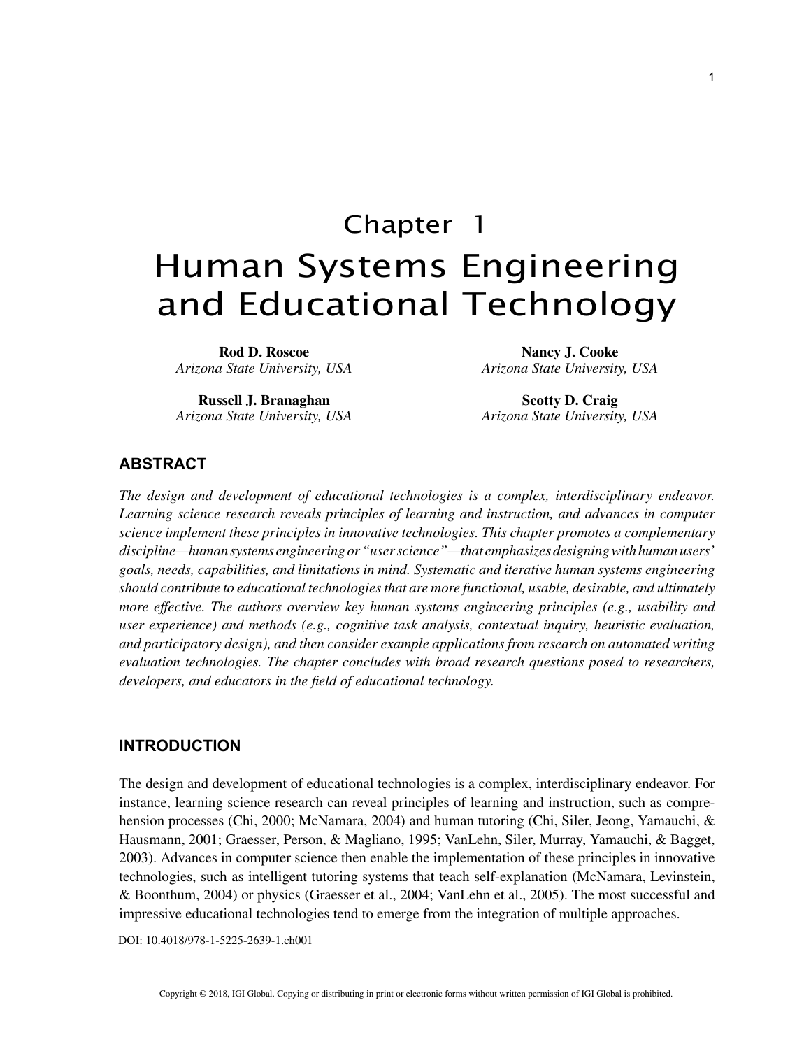# Chapter 1
# Human Systems Engineering and Educational Technology

**Rod D. Roscoe**
*Arizona State University, USA*

**Russell J. Branaghan**
*Arizona State University, USA*

**Nancy J. Cooke**
*Arizona State University, USA*

**Scotty D. Craig**
*Arizona State University, USA*

## ABSTRACT

*The design and development of educational technologies is a complex, interdisciplinary endeavor. Learning science research reveals principles of learning and instruction, and advances in computer science implement these principles in innovative technologies. This chapter promotes a complementary discipline—human systems engineering or "user science"—that emphasizes designing with human users' goals, needs, capabilities, and limitations in mind. Systematic and iterative human systems engineering should contribute to educational technologies that are more functional, usable, desirable, and ultimately more effective. The authors overview key human systems engineering principles (e.g., usability and user experience) and methods (e.g., cognitive task analysis, contextual inquiry, heuristic evaluation, and participatory design), and then consider example applications from research on automated writing evaluation technologies. The chapter concludes with broad research questions posed to researchers, developers, and educators in the field of educational technology.*

## INTRODUCTION

The design and development of educational technologies is a complex, interdisciplinary endeavor. For instance, learning science research can reveal principles of learning and instruction, such as comprehension processes (Chi, 2000; McNamara, 2004) and human tutoring (Chi, Siler, Jeong, Yamauchi, & Hausmann, 2001; Graesser, Person, & Magliano, 1995; VanLehn, Siler, Murray, Yamauchi, & Bagget, 2003). Advances in computer science then enable the implementation of these principles in innovative technologies, such as intelligent tutoring systems that teach self-explanation (McNamara, Levinstein, & Boonthum, 2004) or physics (Graesser et al., 2004; VanLehn et al., 2005). The most successful and impressive educational technologies tend to emerge from the integration of multiple approaches.

DOI: 10.4018/978-1-5225-2639-1.ch001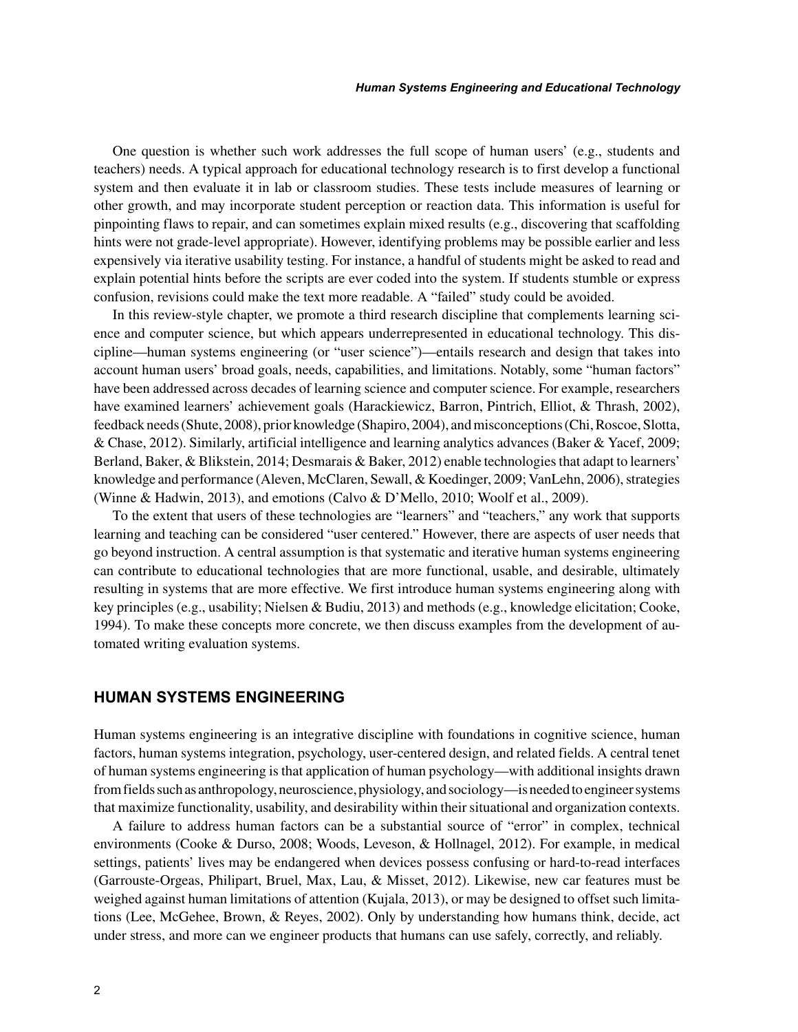One question is whether such work addresses the full scope of human users' (e.g., students and teachers) needs. A typical approach for educational technology research is to first develop a functional system and then evaluate it in lab or classroom studies. These tests include measures of learning or other growth, and may incorporate student perception or reaction data. This information is useful for pinpointing flaws to repair, and can sometimes explain mixed results (e.g., discovering that scaffolding hints were not grade-level appropriate). However, identifying problems may be possible earlier and less expensively via iterative usability testing. For instance, a handful of students might be asked to read and explain potential hints before the scripts are ever coded into the system. If students stumble or express confusion, revisions could make the text more readable. A "failed" study could be avoided.

In this review-style chapter, we promote a third research discipline that complements learning science and computer science, but which appears underrepresented in educational technology. This discipline—human systems engineering (or "user science")—entails research and design that takes into account human users' broad goals, needs, capabilities, and limitations. Notably, some "human factors" have been addressed across decades of learning science and computer science. For example, researchers have examined learners' achievement goals (Harackiewicz, Barron, Pintrich, Elliot, & Thrash, 2002), feedback needs (Shute, 2008), prior knowledge (Shapiro, 2004), and misconceptions (Chi, Roscoe, Slotta, & Chase, 2012). Similarly, artificial intelligence and learning analytics advances (Baker & Yacef, 2009; Berland, Baker, & Blikstein, 2014; Desmarais & Baker, 2012) enable technologies that adapt to learners' knowledge and performance (Aleven, McClaren, Sewall, & Koedinger, 2009; VanLehn, 2006), strategies (Winne & Hadwin, 2013), and emotions (Calvo & D'Mello, 2010; Woolf et al., 2009).

To the extent that users of these technologies are "learners" and "teachers," any work that supports learning and teaching can be considered "user centered." However, there are aspects of user needs that go beyond instruction. A central assumption is that systematic and iterative human systems engineering can contribute to educational technologies that are more functional, usable, and desirable, ultimately resulting in systems that are more effective. We first introduce human systems engineering along with key principles (e.g., usability; Nielsen & Budiu, 2013) and methods (e.g., knowledge elicitation; Cooke, 1994). To make these concepts more concrete, we then discuss examples from the development of automated writing evaluation systems.

## HUMAN SYSTEMS ENGINEERING

Human systems engineering is an integrative discipline with foundations in cognitive science, human factors, human systems integration, psychology, user-centered design, and related fields. A central tenet of human systems engineering is that application of human psychology—with additional insights drawn from fields such as anthropology, neuroscience, physiology, and sociology—is needed to engineer systems that maximize functionality, usability, and desirability within their situational and organization contexts.

A failure to address human factors can be a substantial source of "error" in complex, technical environments (Cooke & Durso, 2008; Woods, Leveson, & Hollnagel, 2012). For example, in medical settings, patients' lives may be endangered when devices possess confusing or hard-to-read interfaces (Garrouste-Orgeas, Philipart, Bruel, Max, Lau, & Misset, 2012). Likewise, new car features must be weighed against human limitations of attention (Kujala, 2013), or may be designed to offset such limitations (Lee, McGehee, Brown, & Reyes, 2002). Only by understanding how humans think, decide, act under stress, and more can we engineer products that humans can use safely, correctly, and reliably.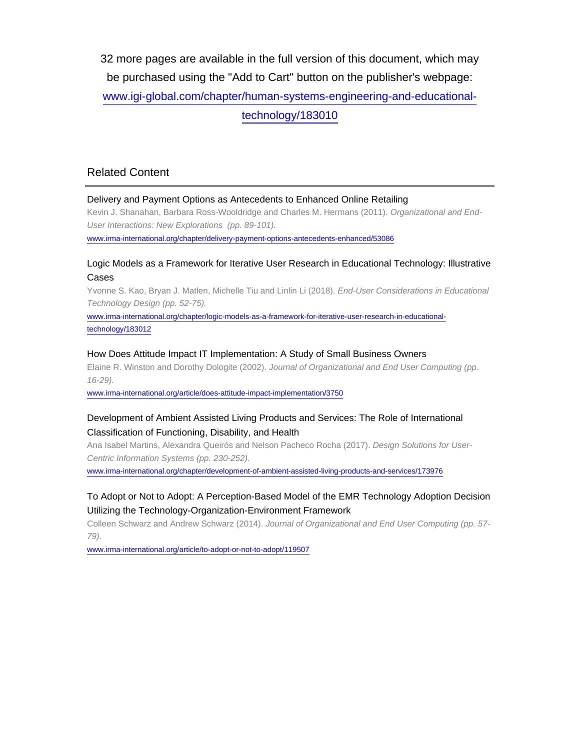32 more pages are available in the full version of this document, which may be purchased using the "Add to Cart" button on the publisher's webpage: [www.igi-global.com/chapter/human-systems-engineering-and-educational-technology/183010](www.igi-global.com/chapter/human-systems-engineering-and-educational-technology/183010)

## Related Content

**Delivery and Payment Options as Antecedents to Enhanced Online Retailing**
Kevin J. Shanahan, Barbara Ross-Wooldridge and Charles M. Hermans (2011). *Organizational and End-User Interactions: New Explorations (pp. 89-101).*
[www.irma-international.org/chapter/delivery-payment-options-antecedents-enhanced/53086](www.irma-international.org/chapter/delivery-payment-options-antecedents-enhanced/53086)

**Logic Models as a Framework for Iterative User Research in Educational Technology: Illustrative Cases**
Yvonne S. Kao, Bryan J. Matlen, Michelle Tiu and Linlin Li (2018). *End-User Considerations in Educational Technology Design (pp. 52-75).*
[www.irma-international.org/chapter/logic-models-as-a-framework-for-iterative-user-research-in-educational-technology/183012](www.irma-international.org/chapter/logic-models-as-a-framework-for-iterative-user-research-in-educational-technology/183012)

**How Does Attitude Impact IT Implementation: A Study of Small Business Owners**
Elaine R. Winston and Dorothy Dologite (2002). *Journal of Organizational and End User Computing (pp. 16-29).*
[www.irma-international.org/article/does-attitude-impact-implementation/3750](www.irma-international.org/article/does-attitude-impact-implementation/3750)

**Development of Ambient Assisted Living Products and Services: The Role of International Classification of Functioning, Disability, and Health**
Ana Isabel Martins, Alexandra Queirós and Nelson Pacheco Rocha (2017). *Design Solutions for User-Centric Information Systems (pp. 230-252).*
[www.irma-international.org/chapter/development-of-ambient-assisted-living-products-and-services/173976](www.irma-international.org/chapter/development-of-ambient-assisted-living-products-and-services/173976)

**To Adopt or Not to Adopt: A Perception-Based Model of the EMR Technology Adoption Decision Utilizing the Technology-Organization-Environment Framework**
Colleen Schwarz and Andrew Schwarz (2014). *Journal of Organizational and End User Computing (pp. 57-79).*
[www.irma-international.org/article/to-adopt-or-not-to-adopt/119507](www.irma-international.org/article/to-adopt-or-not-to-adopt/119507)